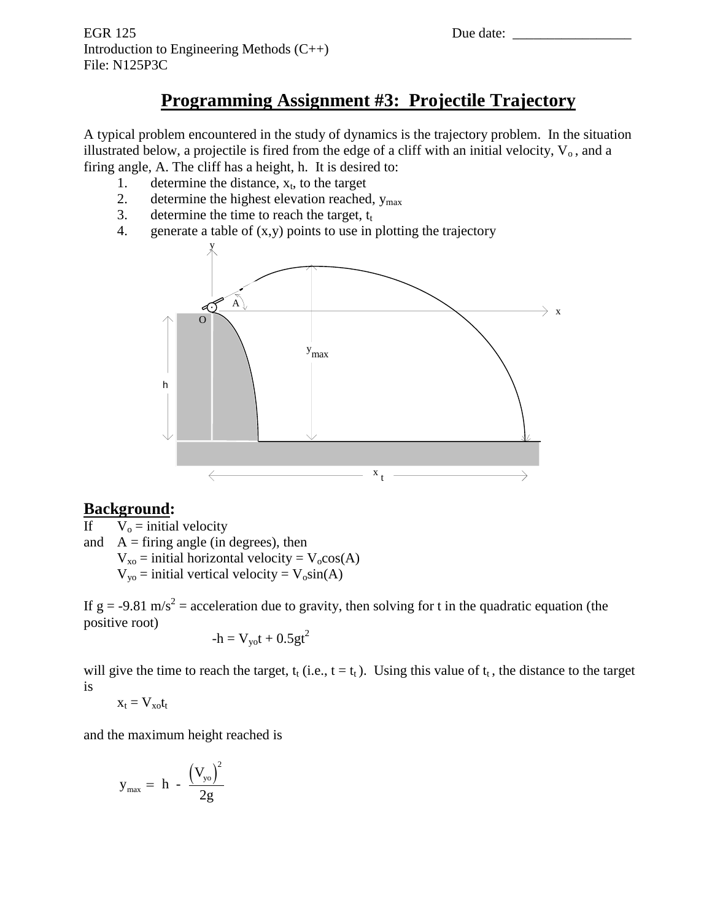EGR 125 Due date: _________________

Introduction to Engineering Methods (C++)

File: N125P3C

# Programming Assignment #3: Projectile Trajectory

A typical problem encountered in the study of dynamics is the trajectory problem. In the situation illustrated below, a projectile is fired from the edge of a cliff with an initial velocity, $V_o$, and a firing angle, A. The cliff has a height, h. It is desired to:

1. determine the distance, $x_t$, to the target
2. determine the highest elevation reached, $y_{max}$
3. determine the time to reach the target, $t_t$
4. generate a table of (x,y) points to use in plotting the trajectory

## Background:

If $V_o$ = initial velocity

and A = firing angle (in degrees), then

$V_{xo}$ = initial horizontal velocity = $V_o\cos(A)$

$V_{yo}$ = initial vertical velocity = $V_o\sin(A)$

If g = -9.81 m/s$^2$ = acceleration due to gravity, then solving for t in the quadratic equation (the positive root)

$$-h = V_{yo}t + 0.5gt^2$$

will give the time to reach the target, $t_t$ (i.e., $t = t_t$). Using this value of $t_t$, the distance to the target is

$$x_t = V_{xo}t_t$$

and the maximum height reached is

$$y_{max} = h - \frac{(V_{yo})^2}{2g}$$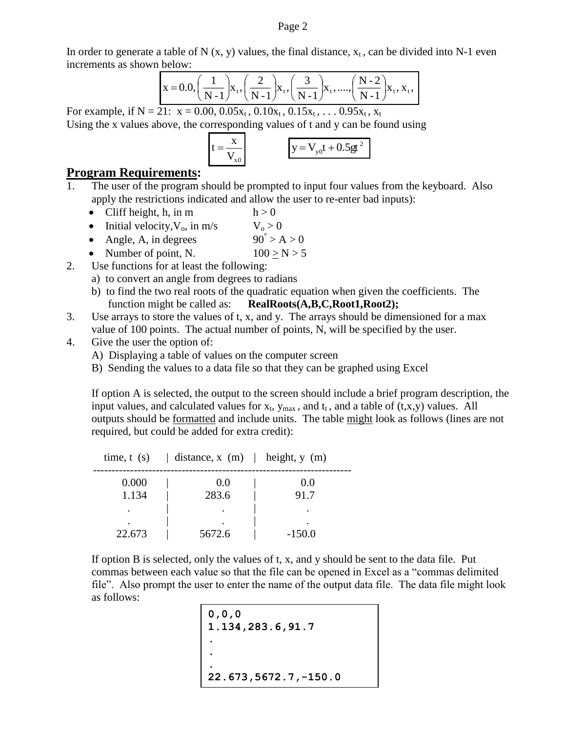In order to generate a table of N (x, y) values, the final distance, $x_t$, can be divided into N-1 even increments as shown below:

$$x = 0.0, \left(\frac{1}{N-1}\right)x_t, \left(\frac{2}{N-1}\right)x_t, \left(\frac{3}{N-1}\right)x_t, ...., \left(\frac{N-2}{N-1}\right)x_t, x_t,$$

For example, if N = 21: x = 0.00, $0.05x_t$, $0.10x_t$, $0.15x_t$, . . . $0.95x_t$, $x_t$

Using the x values above, the corresponding values of t and y can be found using

$$t = \frac{x}{V_{x0}} \qquad y = V_{y0}t + 0.5gt^2$$

## Program Requirements:

1. The user of the program should be prompted to input four values from the keyboard. Also apply the restrictions indicated and allow the user to re-enter bad inputs):
   - Cliff height, h, in m — $h > 0$
   - Initial velocity, $V_o$, in m/s — $V_o > 0$
   - Angle, A, in degrees — $90^\circ > A > 0$
   - Number of point, N. — $100 \geq N > 5$
2. Use functions for at least the following:
   a) to convert an angle from degrees to radians
   b) to find the two real roots of the quadratic equation when given the coefficients. The function might be called as: **RealRoots(A,B,C,Root1,Root2);**
3. Use arrays to store the values of t, x, and y. The arrays should be dimensioned for a max value of 100 points. The actual number of points, N, will be specified by the user.
4. Give the user the option of:
   A) Displaying a table of values on the computer screen
   B) Sending the values to a data file so that they can be graphed using Excel

   If option A is selected, the output to the screen should include a brief program description, the input values, and calculated values for $x_t$, $y_{max}$, and $t_t$, and a table of (t,x,y) values. All outputs should be formatted and include units. The table might look as follows (lines are not required, but could be added for extra credit):

| time, t (s) | distance, x (m) | height, y (m) |
|---|---|---|
| 0.000 | 0.0 | 0.0 |
| 1.134 | 283.6 | 91.7 |
| . | . | . |
| . | . | . |
| 22.673 | 5672.6 | -150.0 |

   If option B is selected, only the values of t, x, and y should be sent to the data file. Put commas between each value so that the file can be opened in Excel as a "commas delimited file". Also prompt the user to enter the name of the output data file. The data file might look as follows:

```
0,0,0
1.134,283.6,91.7
.
.
.
22.673,5672.7,-150.0
```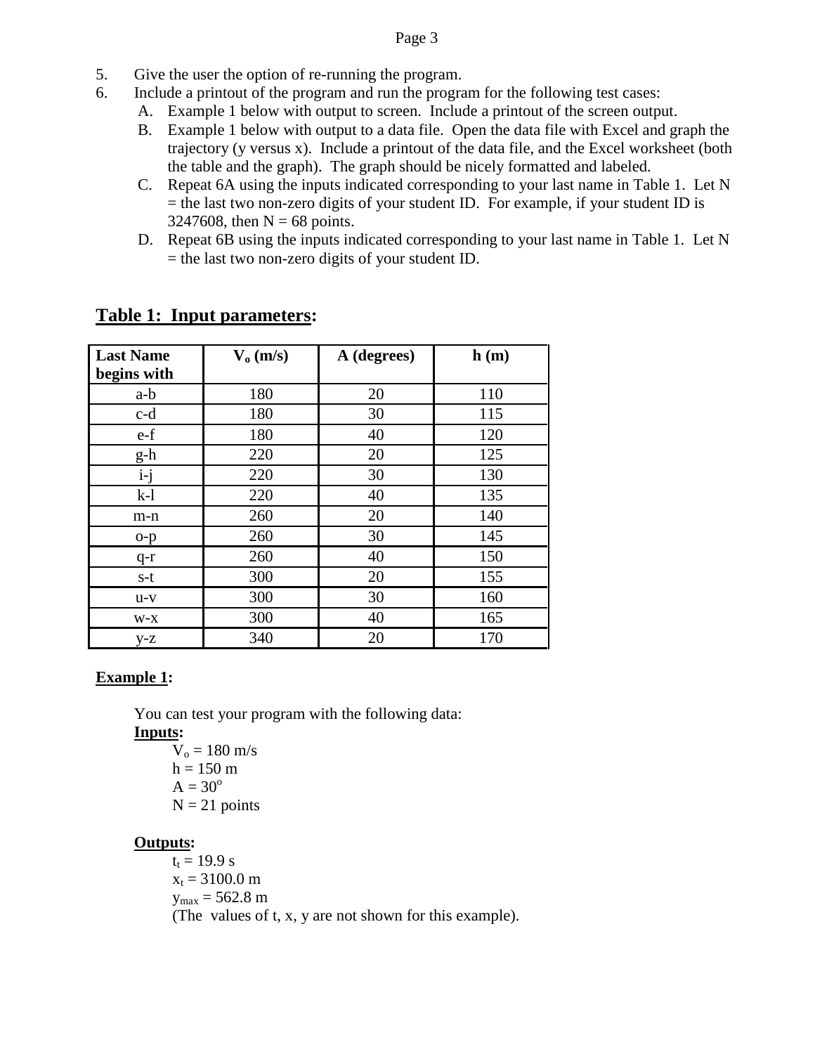5. Give the user the option of re-running the program.
6. Include a printout of the program and run the program for the following test cases:
   - A. Example 1 below with output to screen. Include a printout of the screen output.
   - B. Example 1 below with output to a data file. Open the data file with Excel and graph the trajectory (y versus x). Include a printout of the data file, and the Excel worksheet (both the table and the graph). The graph should be nicely formatted and labeled.
   - C. Repeat 6A using the inputs indicated corresponding to your last name in Table 1. Let N = the last two non-zero digits of your student ID. For example, if your student ID is 3247608, then N = 68 points.
   - D. Repeat 6B using the inputs indicated corresponding to your last name in Table 1. Let N = the last two non-zero digits of your student ID.

## Table 1: Input parameters:

| Last Name begins with | $V_o$ (m/s) | A (degrees) | h (m) |
|---|---|---|---|
| a-b | 180 | 20 | 110 |
| c-d | 180 | 30 | 115 |
| e-f | 180 | 40 | 120 |
| g-h | 220 | 20 | 125 |
| i-j | 220 | 30 | 130 |
| k-l | 220 | 40 | 135 |
| m-n | 260 | 20 | 140 |
| o-p | 260 | 30 | 145 |
| q-r | 260 | 40 | 150 |
| s-t | 300 | 20 | 155 |
| u-v | 300 | 30 | 160 |
| w-x | 300 | 40 | 165 |
| y-z | 340 | 20 | 170 |

**Example 1:**

You can test your program with the following data:

**Inputs:**

$V_o$ = 180 m/s
h = 150 m
A = $30^o$
N = 21 points

**Outputs:**

$t_t$ = 19.9 s
$x_t$ = 3100.0 m
$y_{max}$ = 562.8 m
(The values of t, x, y are not shown for this example).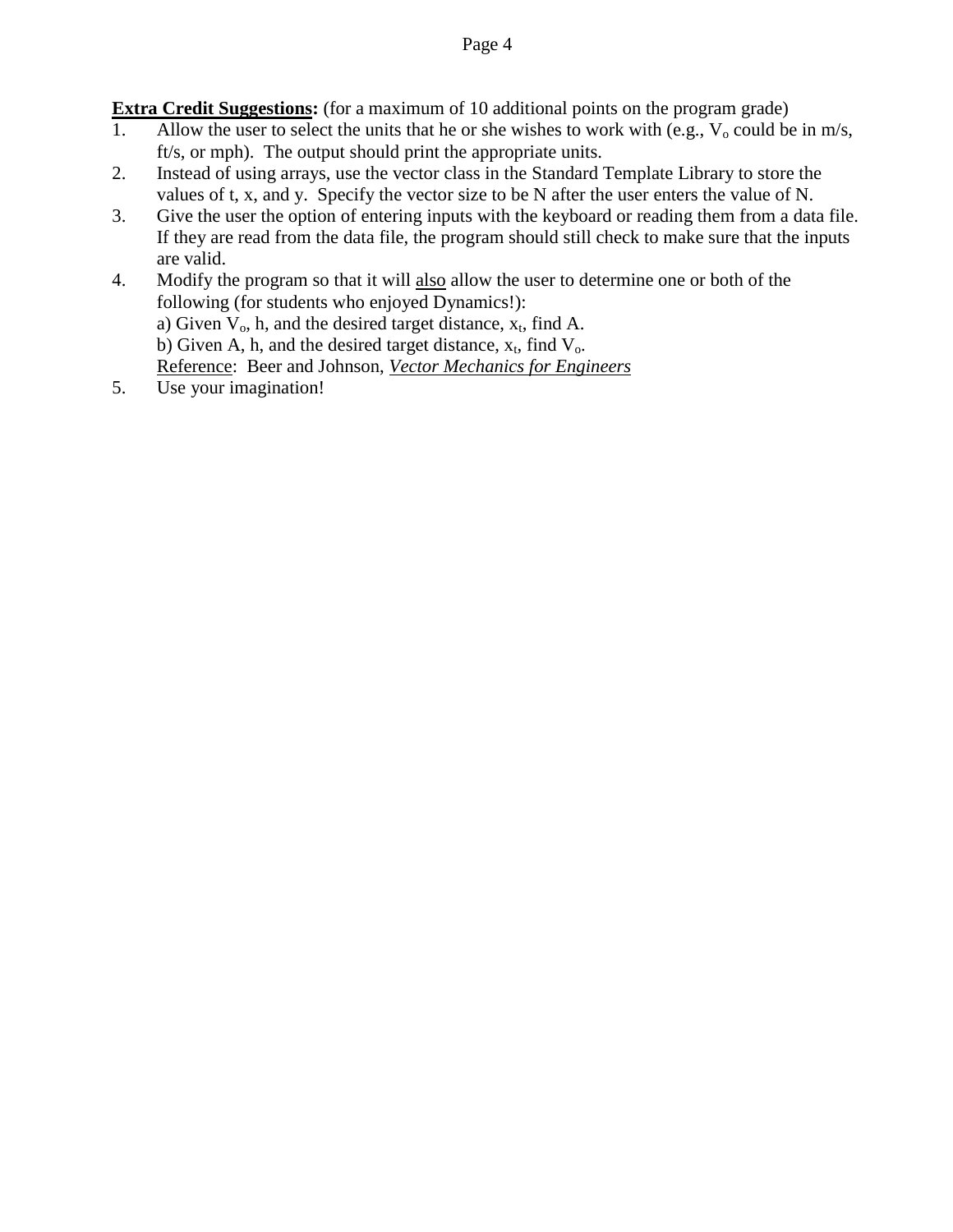**Extra Credit Suggestions:** (for a maximum of 10 additional points on the program grade)

1. Allow the user to select the units that he or she wishes to work with (e.g., $V_o$ could be in m/s, ft/s, or mph). The output should print the appropriate units.
2. Instead of using arrays, use the vector class in the Standard Template Library to store the values of t, x, and y. Specify the vector size to be N after the user enters the value of N.
3. Give the user the option of entering inputs with the keyboard or reading them from a data file. If they are read from the data file, the program should still check to make sure that the inputs are valid.
4. Modify the program so that it will also allow the user to determine one or both of the following (for students who enjoyed Dynamics!):
   a) Given $V_o$, h, and the desired target distance, $x_t$, find A.
   b) Given A, h, and the desired target distance, $x_t$, find $V_o$.
   Reference: Beer and Johnson, *Vector Mechanics for Engineers*
5. Use your imagination!